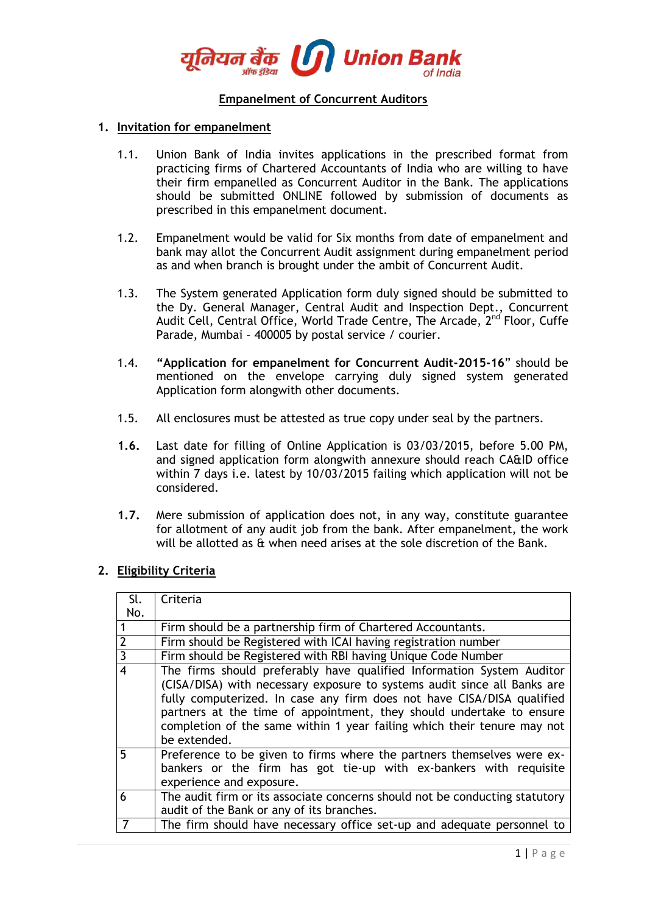# Empanelment of Concurrent Auditors

## 1. Invitation for empanelment

1.1. Union Bank of India invites applications in the prescribed format from practicing firms of Chartered Accountants of India who are willing to have their firm empanelled as Concurrent Auditor in the Bank. The applications should be submitted ONLINE followed by submission of documents as prescribed in this empanelment document.

1.2. Empanelment would be valid for Six months from date of empanelment and bank may allot the Concurrent Audit assignment during empanelment period as and when branch is brought under the ambit of Concurrent Audit.

1.3. The System generated Application form duly signed should be submitted to the Dy. General Manager, Central Audit and Inspection Dept., Concurrent Audit Cell, Central Office, World Trade Centre, The Arcade, 2nd Floor, Cuffe Parade, Mumbai – 400005 by postal service / courier.

1.4. **"Application for empanelment for Concurrent Audit-2015-16"** should be mentioned on the envelope carrying duly signed system generated Application form alongwith other documents.

1.5. All enclosures must be attested as true copy under seal by the partners.

**1.6.** Last date for filling of Online Application is 03/03/2015, before 5.00 PM, and signed application form alongwith annexure should reach CA&ID office within 7 days i.e. latest by 10/03/2015 failing which application will not be considered.

**1.7.** Mere submission of application does not, in any way, constitute guarantee for allotment of any audit job from the bank. After empanelment, the work will be allotted as & when need arises at the sole discretion of the Bank.

## 2. Eligibility Criteria

| Sl. No. | Criteria |
|---|---|
| 1 | Firm should be a partnership firm of Chartered Accountants. |
| 2 | Firm should be Registered with ICAI having registration number |
| 3 | Firm should be Registered with RBI having Unique Code Number |
| 4 | The firms should preferably have qualified Information System Auditor (CISA/DISA) with necessary exposure to systems audit since all Banks are fully computerized. In case any firm does not have CISA/DISA qualified partners at the time of appointment, they should undertake to ensure completion of the same within 1 year failing which their tenure may not be extended. |
| 5 | Preference to be given to firms where the partners themselves were ex-bankers or the firm has got tie-up with ex-bankers with requisite experience and exposure. |
| 6 | The audit firm or its associate concerns should not be conducting statutory audit of the Bank or any of its branches. |
| 7 | The firm should have necessary office set-up and adequate personnel to |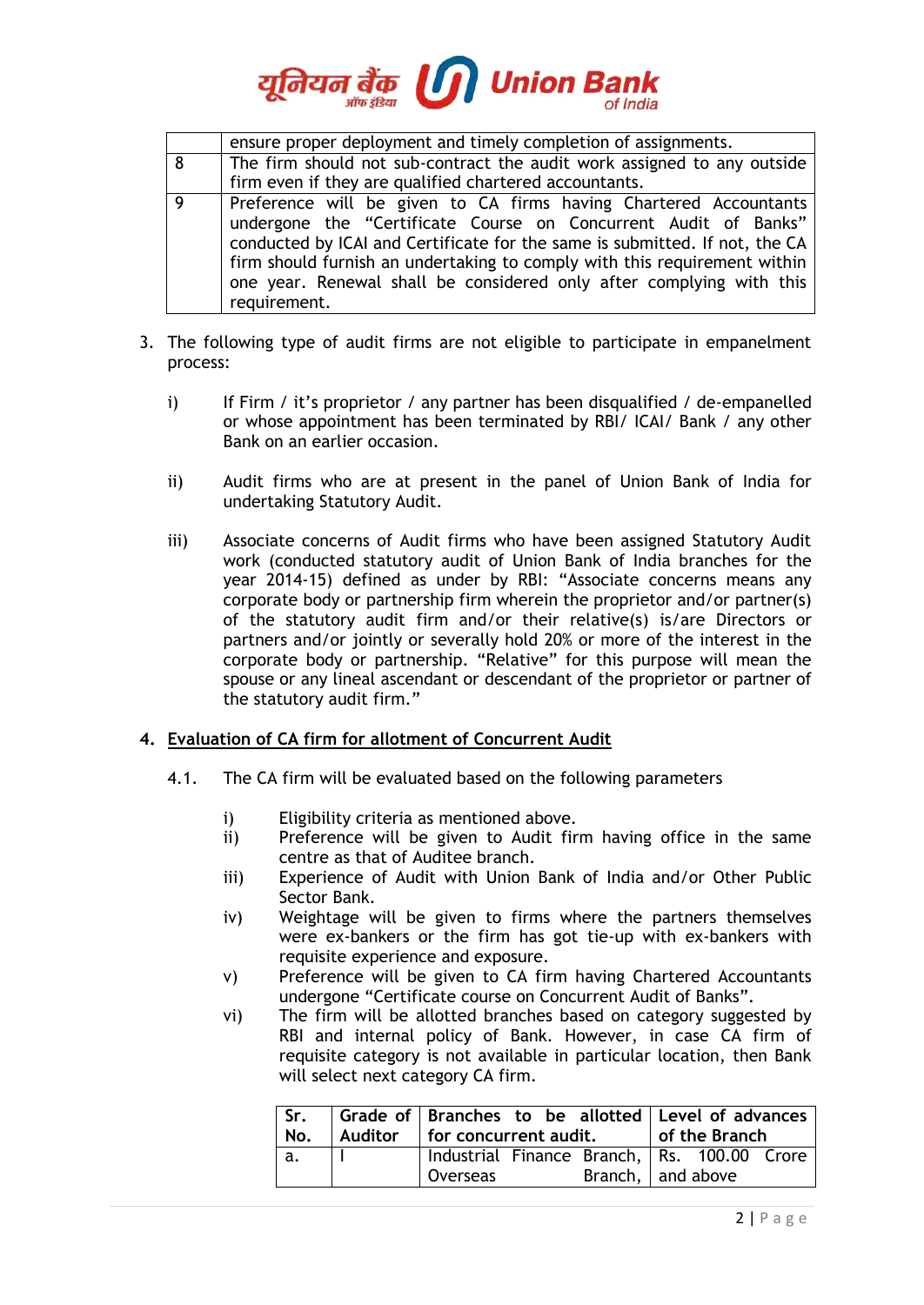| | |
|---|---|
| | ensure proper deployment and timely completion of assignments. |
| 8 | The firm should not sub-contract the audit work assigned to any outside firm even if they are qualified chartered accountants. |
| 9 | Preference will be given to CA firms having Chartered Accountants undergone the "Certificate Course on Concurrent Audit of Banks" conducted by ICAI and Certificate for the same is submitted. If not, the CA firm should furnish an undertaking to comply with this requirement within one year. Renewal shall be considered only after complying with this requirement. |

3. The following type of audit firms are not eligible to participate in empanelment process:

   i) If Firm / it's proprietor / any partner has been disqualified / de-empanelled or whose appointment has been terminated by RBI/ ICAI/ Bank / any other Bank on an earlier occasion.

   ii) Audit firms who are at present in the panel of Union Bank of India for undertaking Statutory Audit.

   iii) Associate concerns of Audit firms who have been assigned Statutory Audit work (conducted statutory audit of Union Bank of India branches for the year 2014-15) defined as under by RBI: "Associate concerns means any corporate body or partnership firm wherein the proprietor and/or partner(s) of the statutory audit firm and/or their relative(s) is/are Directors or partners and/or jointly or severally hold 20% or more of the interest in the corporate body or partnership. "Relative" for this purpose will mean the spouse or any lineal ascendant or descendant of the proprietor or partner of the statutory audit firm."

## 4. Evaluation of CA firm for allotment of Concurrent Audit

4.1. The CA firm will be evaluated based on the following parameters

   i) Eligibility criteria as mentioned above.
   ii) Preference will be given to Audit firm having office in the same centre as that of Auditee branch.
   iii) Experience of Audit with Union Bank of India and/or Other Public Sector Bank.
   iv) Weightage will be given to firms where the partners themselves were ex-bankers or the firm has got tie-up with ex-bankers with requisite experience and exposure.
   v) Preference will be given to CA firm having Chartered Accountants undergone "Certificate course on Concurrent Audit of Banks".
   vi) The firm will be allotted branches based on category suggested by RBI and internal policy of Bank. However, in case CA firm of requisite category is not available in particular location, then Bank will select next category CA firm.

| Sr. No. | Grade of Auditor | Branches to be allotted for concurrent audit. | Level of advances of the Branch |
|---|---|---|---|
| a. | I | Industrial Finance Branch, Overseas Branch, | Rs. 100.00 Crore and above |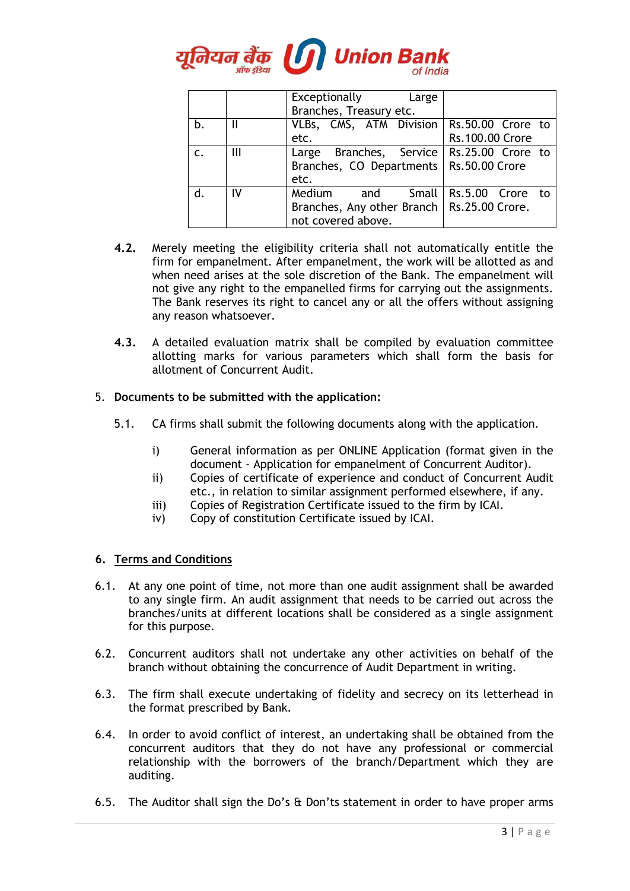| | | | |
|---|---|---|---|
| | | Exceptionally Large Branches, Treasury etc. | |
| b. | II | VLBs, CMS, ATM Division etc. | Rs.50.00 Crore to Rs.100.00 Crore |
| c. | III | Large Branches, Service Branches, CO Departments etc. | Rs.25.00 Crore to Rs.50.00 Crore |
| d. | IV | Medium and Small Branches, Any other Branch not covered above. | Rs.5.00 Crore to Rs.25.00 Crore. |

**4.2.** Merely meeting the eligibility criteria shall not automatically entitle the firm for empanelment. After empanelment, the work will be allotted as and when need arises at the sole discretion of the Bank. The empanelment will not give any right to the empanelled firms for carrying out the assignments. The Bank reserves its right to cancel any or all the offers without assigning any reason whatsoever.

**4.3.** A detailed evaluation matrix shall be compiled by evaluation committee allotting marks for various parameters which shall form the basis for allotment of Concurrent Audit.

5. **Documents to be submitted with the application:**

5.1. CA firms shall submit the following documents along with the application.

i) General information as per ONLINE Application (format given in the document - Application for empanelment of Concurrent Auditor).
ii) Copies of certificate of experience and conduct of Concurrent Audit etc., in relation to similar assignment performed elsewhere, if any.
iii) Copies of Registration Certificate issued to the firm by ICAI.
iv) Copy of constitution Certificate issued by ICAI.

## 6. Terms and Conditions

6.1. At any one point of time, not more than one audit assignment shall be awarded to any single firm. An audit assignment that needs to be carried out across the branches/units at different locations shall be considered as a single assignment for this purpose.

6.2. Concurrent auditors shall not undertake any other activities on behalf of the branch without obtaining the concurrence of Audit Department in writing.

6.3. The firm shall execute undertaking of fidelity and secrecy on its letterhead in the format prescribed by Bank.

6.4. In order to avoid conflict of interest, an undertaking shall be obtained from the concurrent auditors that they do not have any professional or commercial relationship with the borrowers of the branch/Department which they are auditing.

6.5. The Auditor shall sign the Do's & Don'ts statement in order to have proper arms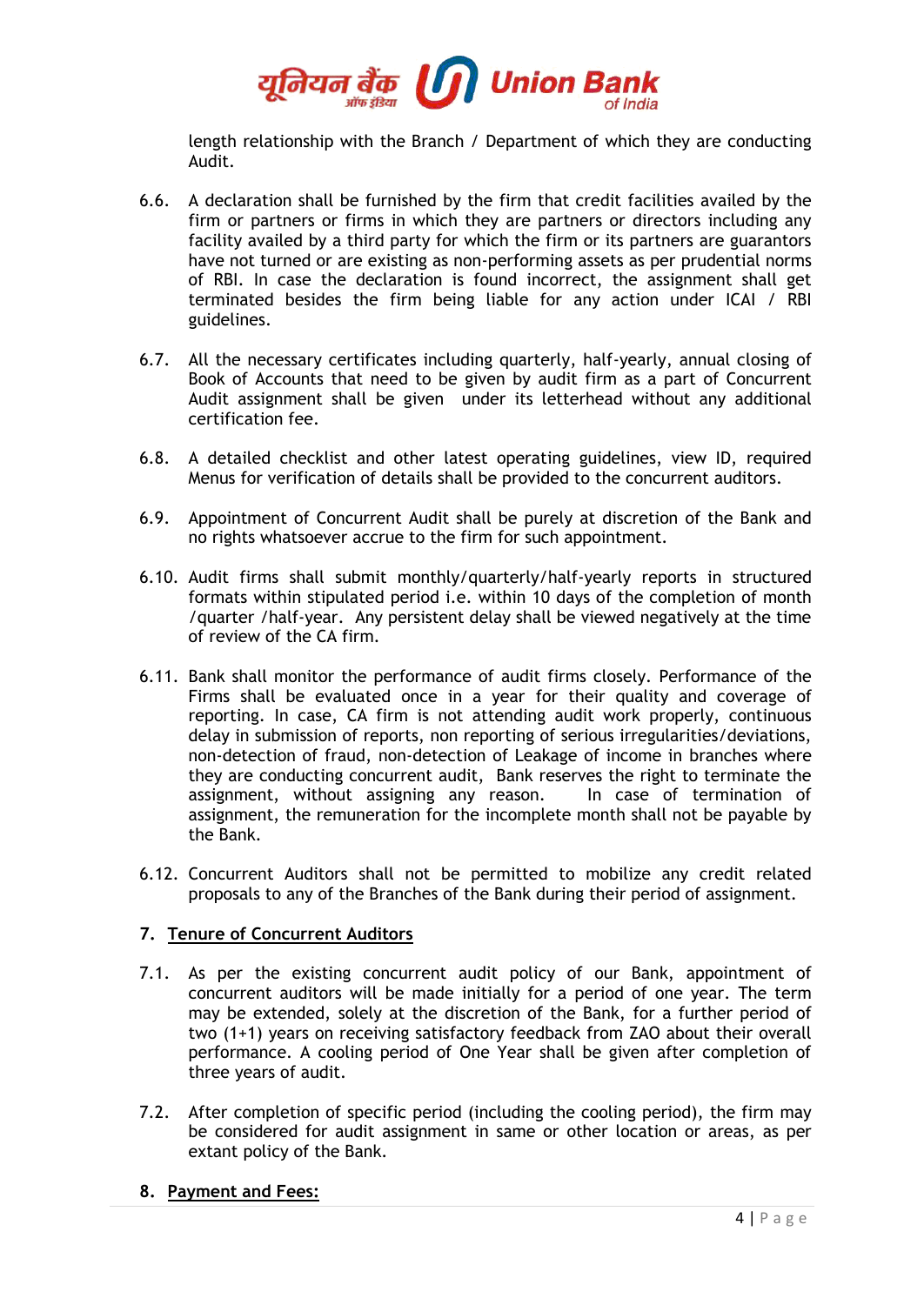length relationship with the Branch / Department of which they are conducting Audit.

6.6. A declaration shall be furnished by the firm that credit facilities availed by the firm or partners or firms in which they are partners or directors including any facility availed by a third party for which the firm or its partners are guarantors have not turned or are existing as non-performing assets as per prudential norms of RBI. In case the declaration is found incorrect, the assignment shall get terminated besides the firm being liable for any action under ICAI / RBI guidelines.

6.7. All the necessary certificates including quarterly, half-yearly, annual closing of Book of Accounts that need to be given by audit firm as a part of Concurrent Audit assignment shall be given under its letterhead without any additional certification fee.

6.8. A detailed checklist and other latest operating guidelines, view ID, required Menus for verification of details shall be provided to the concurrent auditors.

6.9. Appointment of Concurrent Audit shall be purely at discretion of the Bank and no rights whatsoever accrue to the firm for such appointment.

6.10. Audit firms shall submit monthly/quarterly/half-yearly reports in structured formats within stipulated period i.e. within 10 days of the completion of month /quarter /half-year. Any persistent delay shall be viewed negatively at the time of review of the CA firm.

6.11. Bank shall monitor the performance of audit firms closely. Performance of the Firms shall be evaluated once in a year for their quality and coverage of reporting. In case, CA firm is not attending audit work properly, continuous delay in submission of reports, non reporting of serious irregularities/deviations, non-detection of fraud, non-detection of Leakage of income in branches where they are conducting concurrent audit, Bank reserves the right to terminate the assignment, without assigning any reason. In case of termination of assignment, the remuneration for the incomplete month shall not be payable by the Bank.

6.12. Concurrent Auditors shall not be permitted to mobilize any credit related proposals to any of the Branches of the Bank during their period of assignment.

## 7. Tenure of Concurrent Auditors

7.1. As per the existing concurrent audit policy of our Bank, appointment of concurrent auditors will be made initially for a period of one year. The term may be extended, solely at the discretion of the Bank, for a further period of two (1+1) years on receiving satisfactory feedback from ZAO about their overall performance. A cooling period of One Year shall be given after completion of three years of audit.

7.2. After completion of specific period (including the cooling period), the firm may be considered for audit assignment in same or other location or areas, as per extant policy of the Bank.

## 8. Payment and Fees: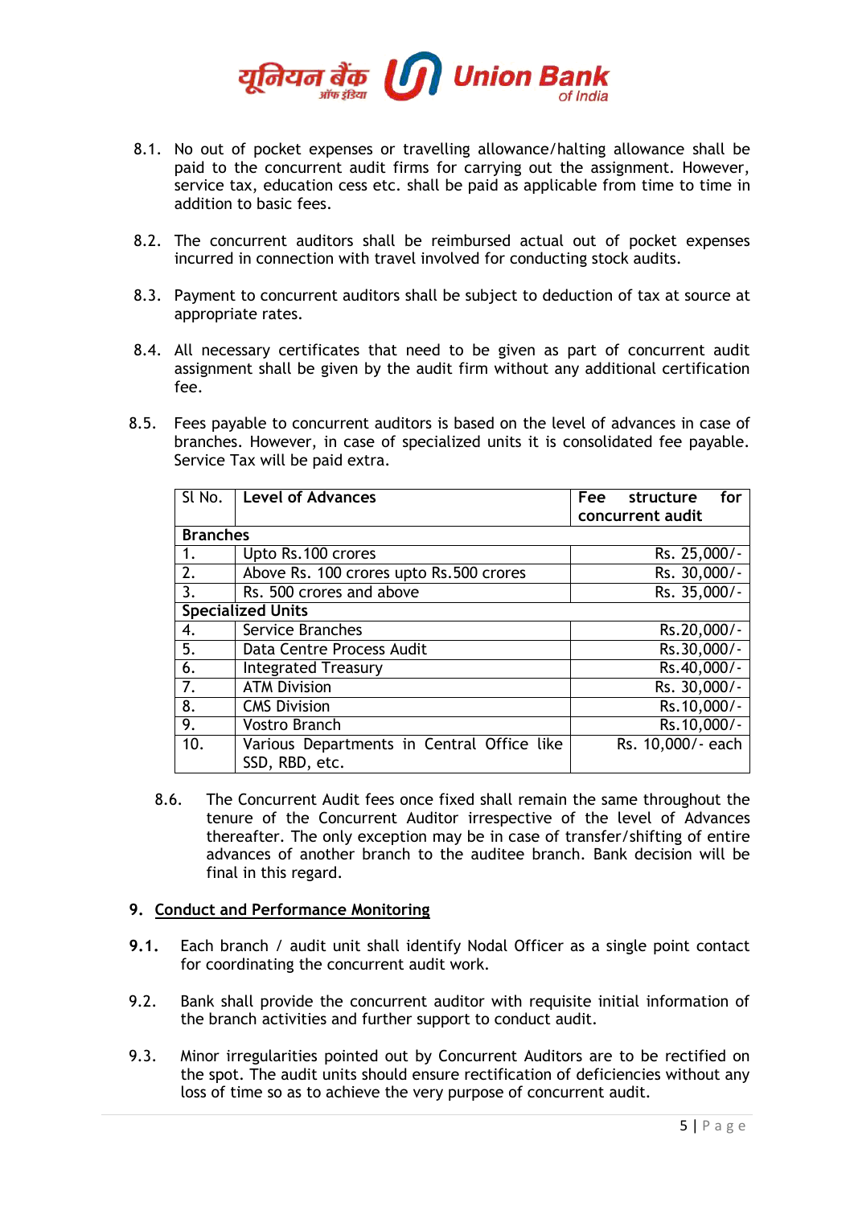8.1. No out of pocket expenses or travelling allowance/halting allowance shall be paid to the concurrent audit firms for carrying out the assignment. However, service tax, education cess etc. shall be paid as applicable from time to time in addition to basic fees.

8.2. The concurrent auditors shall be reimbursed actual out of pocket expenses incurred in connection with travel involved for conducting stock audits.

8.3. Payment to concurrent auditors shall be subject to deduction of tax at source at appropriate rates.

8.4. All necessary certificates that need to be given as part of concurrent audit assignment shall be given by the audit firm without any additional certification fee.

8.5. Fees payable to concurrent auditors is based on the level of advances in case of branches. However, in case of specialized units it is consolidated fee payable. Service Tax will be paid extra.

| Sl No. | Level of Advances | Fee structure for concurrent audit |
|---|---|---|
| **Branches** | | |
| 1. | Upto Rs.100 crores | Rs. 25,000/- |
| 2. | Above Rs. 100 crores upto Rs.500 crores | Rs. 30,000/- |
| 3. | Rs. 500 crores and above | Rs. 35,000/- |
| **Specialized Units** | | |
| 4. | Service Branches | Rs.20,000/- |
| 5. | Data Centre Process Audit | Rs.30,000/- |
| 6. | Integrated Treasury | Rs.40,000/- |
| 7. | ATM Division | Rs. 30,000/- |
| 8. | CMS Division | Rs.10,000/- |
| 9. | Vostro Branch | Rs.10,000/- |
| 10. | Various Departments in Central Office like SSD, RBD, etc. | Rs. 10,000/- each |

8.6. The Concurrent Audit fees once fixed shall remain the same throughout the tenure of the Concurrent Auditor irrespective of the level of Advances thereafter. The only exception may be in case of transfer/shifting of entire advances of another branch to the auditee branch. Bank decision will be final in this regard.

## 9. Conduct and Performance Monitoring

**9.1.** Each branch / audit unit shall identify Nodal Officer as a single point contact for coordinating the concurrent audit work.

9.2. Bank shall provide the concurrent auditor with requisite initial information of the branch activities and further support to conduct audit.

9.3. Minor irregularities pointed out by Concurrent Auditors are to be rectified on the spot. The audit units should ensure rectification of deficiencies without any loss of time so as to achieve the very purpose of concurrent audit.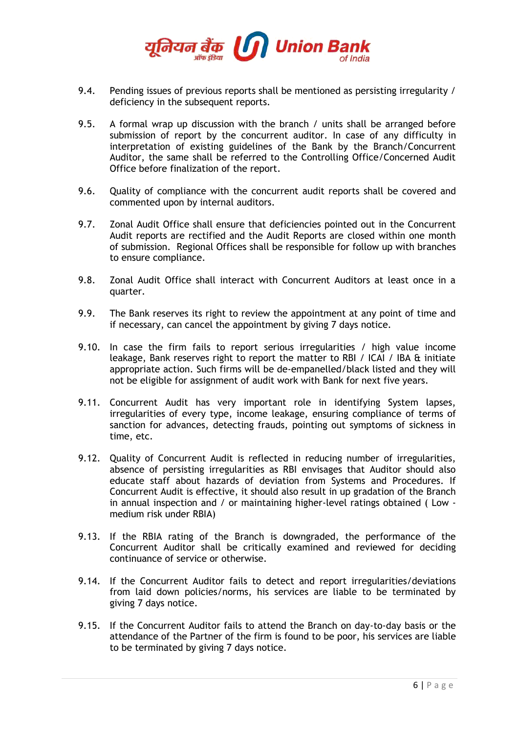9.4. Pending issues of previous reports shall be mentioned as persisting irregularity / deficiency in the subsequent reports.

9.5. A formal wrap up discussion with the branch / units shall be arranged before submission of report by the concurrent auditor. In case of any difficulty in interpretation of existing guidelines of the Bank by the Branch/Concurrent Auditor, the same shall be referred to the Controlling Office/Concerned Audit Office before finalization of the report.

9.6. Quality of compliance with the concurrent audit reports shall be covered and commented upon by internal auditors.

9.7. Zonal Audit Office shall ensure that deficiencies pointed out in the Concurrent Audit reports are rectified and the Audit Reports are closed within one month of submission. Regional Offices shall be responsible for follow up with branches to ensure compliance.

9.8. Zonal Audit Office shall interact with Concurrent Auditors at least once in a quarter.

9.9. The Bank reserves its right to review the appointment at any point of time and if necessary, can cancel the appointment by giving 7 days notice.

9.10. In case the firm fails to report serious irregularities / high value income leakage, Bank reserves right to report the matter to RBI / ICAI / IBA & initiate appropriate action. Such firms will be de-empanelled/black listed and they will not be eligible for assignment of audit work with Bank for next five years.

9.11. Concurrent Audit has very important role in identifying System lapses, irregularities of every type, income leakage, ensuring compliance of terms of sanction for advances, detecting frauds, pointing out symptoms of sickness in time, etc.

9.12. Quality of Concurrent Audit is reflected in reducing number of irregularities, absence of persisting irregularities as RBI envisages that Auditor should also educate staff about hazards of deviation from Systems and Procedures. If Concurrent Audit is effective, it should also result in up gradation of the Branch in annual inspection and / or maintaining higher-level ratings obtained ( Low - medium risk under RBIA)

9.13. If the RBIA rating of the Branch is downgraded, the performance of the Concurrent Auditor shall be critically examined and reviewed for deciding continuance of service or otherwise.

9.14. If the Concurrent Auditor fails to detect and report irregularities/deviations from laid down policies/norms, his services are liable to be terminated by giving 7 days notice.

9.15. If the Concurrent Auditor fails to attend the Branch on day-to-day basis or the attendance of the Partner of the firm is found to be poor, his services are liable to be terminated by giving 7 days notice.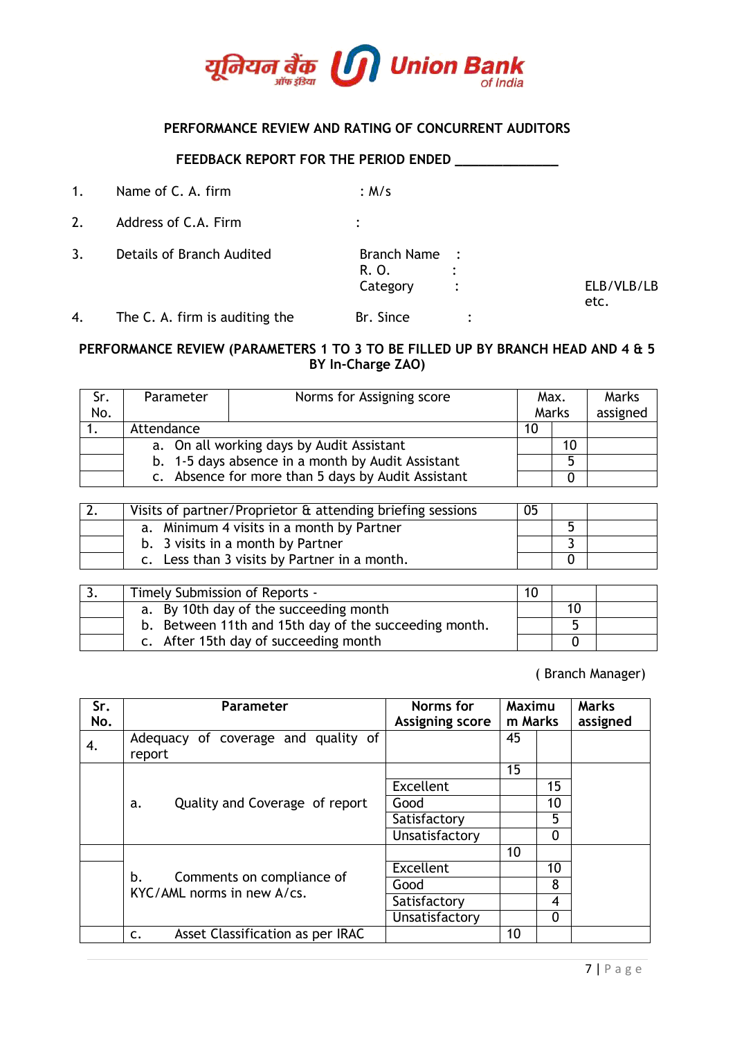यूनियन बैंक ऑफ इंडिया **Union Bank** *of India*

## PERFORMANCE REVIEW AND RATING OF CONCURRENT AUDITORS

### FEEDBACK REPORT FOR THE PERIOD ENDED ______________

1. Name of C. A. firm : M/s
2. Address of C.A. Firm :
3. Details of Branch Audited
   - Branch Name :
   - R. O. :
   - Category : ELB/VLB/LB etc.
4. The C. A. firm is auditing the Br. Since :

### PERFORMANCE REVIEW (PARAMETERS 1 TO 3 TO BE FILLED UP BY BRANCH HEAD AND 4 & 5 BY In-Charge ZAO)

| Sr. No. | Parameter | Norms for Assigning score | Max. Marks | | Marks assigned |
|---|---|---|---|---|---|
| 1. | Attendance | | 10 | | |
| | a. On all working days by Audit Assistant | | | 10 | |
| | b. 1-5 days absence in a month by Audit Assistant | | | 5 | |
| | c. Absence for more than 5 days by Audit Assistant | | | 0 | |

| | | | | |
|---|---|---|---|---|
| 2. | Visits of partner/Proprietor & attending briefing sessions | 05 | | |
| | a. Minimum 4 visits in a month by Partner | | 5 | |
| | b. 3 visits in a month by Partner | | 3 | |
| | c. Less than 3 visits by Partner in a month. | | 0 | |

| | | | | |
|---|---|---|---|---|
| 3. | Timely Submission of Reports - | 10 | | |
| | a. By 10th day of the succeeding month | | 10 | |
| | b. Between 11th and 15th day of the succeeding month. | | 5 | |
| | c. After 15th day of succeeding month | | 0 | |

( Branch Manager)

| Sr. No. | Parameter | Norms for Assigning score | Maximum Marks | | Marks assigned |
|---|---|---|---|---|---|
| 4. | Adequacy of coverage and quality of report | | 45 | | |
| | a. Quality and Coverage of report | | 15 | | |
| | | Excellent | | 15 | |
| | | Good | | 10 | |
| | | Satisfactory | | 5 | |
| | | Unsatisfactory | | 0 | |
| | b. Comments on compliance of KYC/AML norms in new A/cs. | | 10 | | |
| | | Excellent | | 10 | |
| | | Good | | 8 | |
| | | Satisfactory | | 4 | |
| | | Unsatisfactory | | 0 | |
| | c. Asset Classification as per IRAC | | 10 | | |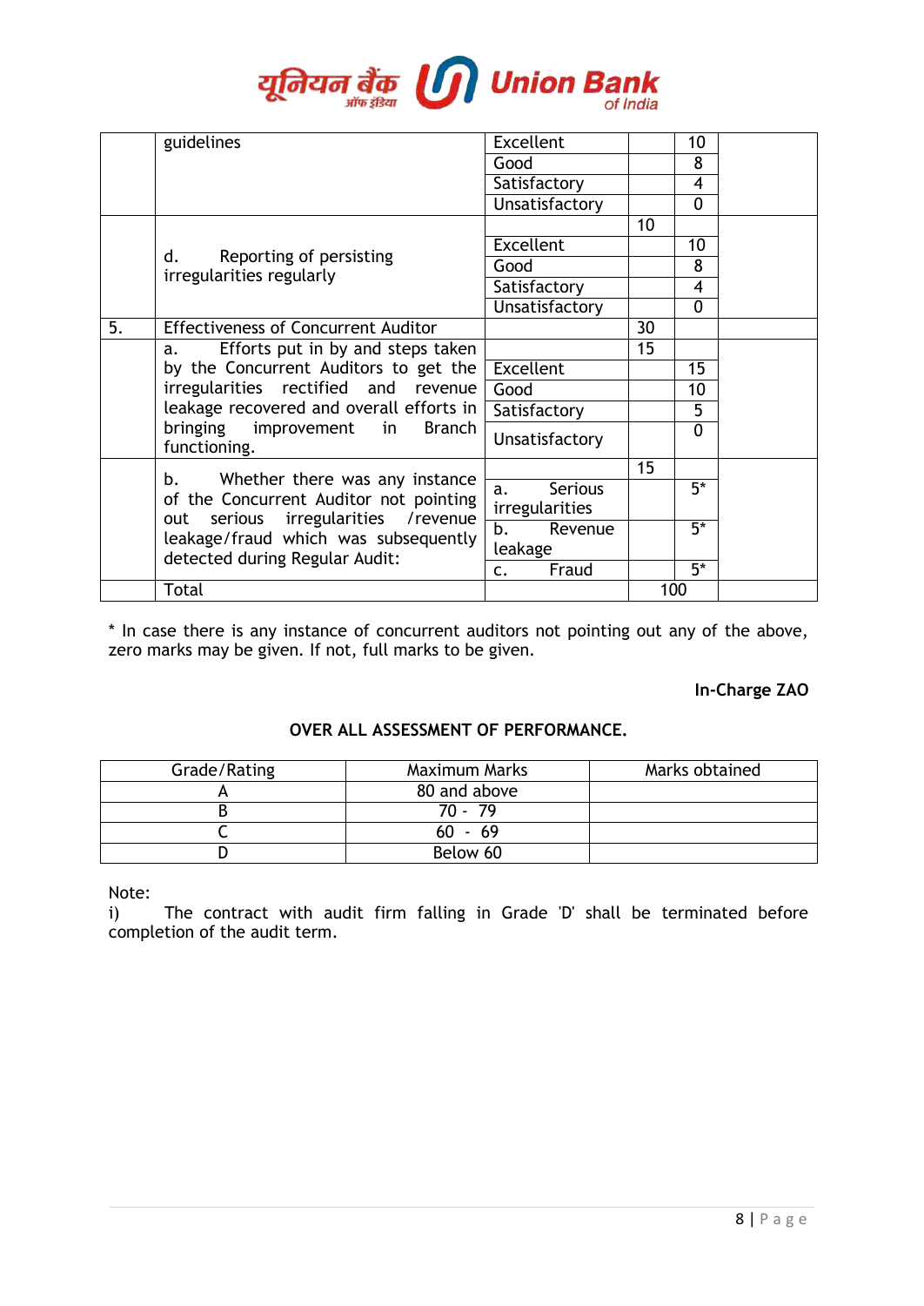| | | | | | |
|---|---|---|---|---|---|
| | guidelines | Excellent | | 10 | |
| | | Good | | 8 | |
| | | Satisfactory | | 4 | |
| | | Unsatisfactory | | 0 | |
| | d. Reporting of persisting irregularities regularly | | 10 | | |
| | | Excellent | | 10 | |
| | | Good | | 8 | |
| | | Satisfactory | | 4 | |
| | | Unsatisfactory | | 0 | |
| 5. | Effectiveness of Concurrent Auditor | | 30 | | |
| | a. Efforts put in by and steps taken by the Concurrent Auditors to get the irregularities rectified and revenue leakage recovered and overall efforts in bringing improvement in Branch functioning. | | 15 | | |
| | | Excellent | | 15 | |
| | | Good | | 10 | |
| | | Satisfactory | | 5 | |
| | | Unsatisfactory | | 0 | |
| | b. Whether there was any instance of the Concurrent Auditor not pointing out serious irregularities /revenue leakage/fraud which was subsequently detected during Regular Audit: | | 15 | | |
| | | a. Serious irregularities | | 5* | |
| | | b. Revenue leakage | | 5* | |
| | | c. Fraud | | 5* | |
| | Total | | 100 | | |

\* In case there is any instance of concurrent auditors not pointing out any of the above, zero marks may be given. If not, full marks to be given.

**In-Charge ZAO**

**OVER ALL ASSESSMENT OF PERFORMANCE.**

| Grade/Rating | Maximum Marks | Marks obtained |
|---|---|---|
| A | 80 and above | |
| B | 70 - 79 | |
| C | 60 - 69 | |
| D | Below 60 | |

Note:

i) The contract with audit firm falling in Grade 'D' shall be terminated before completion of the audit term.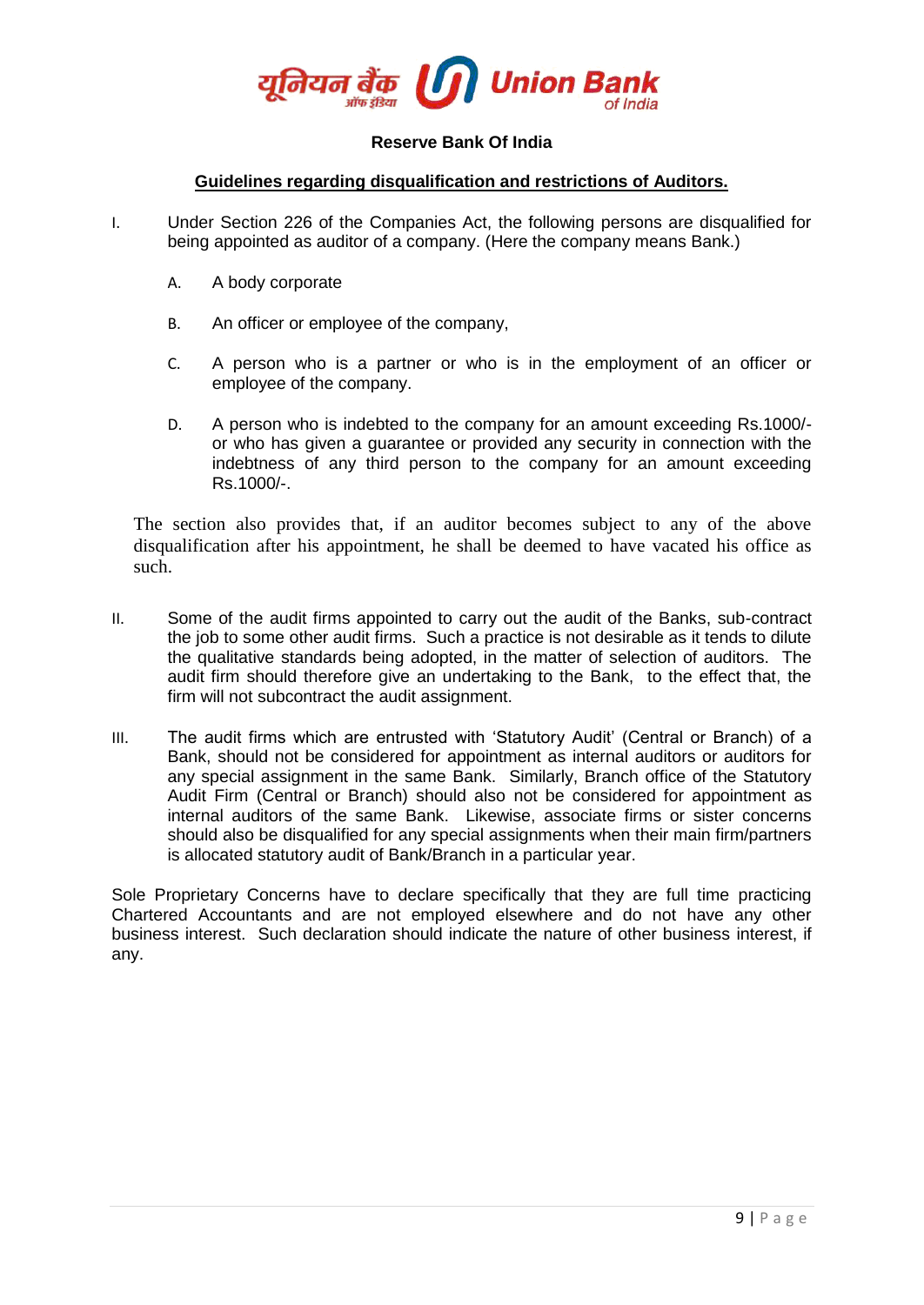यूनियन बैंक ऑफ इंडिया Union Bank of India

**Reserve Bank Of India**

**<u>Guidelines regarding disqualification and restrictions of Auditors.</u>**

I. Under Section 226 of the Companies Act, the following persons are disqualified for being appointed as auditor of a company. (Here the company means Bank.)

   A. A body corporate

   B. An officer or employee of the company,

   C. A person who is a partner or who is in the employment of an officer or employee of the company.

   D. A person who is indebted to the company for an amount exceeding Rs.1000/- or who has given a guarantee or provided any security in connection with the indebtness of any third person to the company for an amount exceeding Rs.1000/-.

   The section also provides that, if an auditor becomes subject to any of the above disqualification after his appointment, he shall be deemed to have vacated his office as such.

II. Some of the audit firms appointed to carry out the audit of the Banks, sub-contract the job to some other audit firms. Such a practice is not desirable as it tends to dilute the qualitative standards being adopted, in the matter of selection of auditors. The audit firm should therefore give an undertaking to the Bank, to the effect that, the firm will not subcontract the audit assignment.

III. The audit firms which are entrusted with 'Statutory Audit' (Central or Branch) of a Bank, should not be considered for appointment as internal auditors or auditors for any special assignment in the same Bank. Similarly, Branch office of the Statutory Audit Firm (Central or Branch) should also not be considered for appointment as internal auditors of the same Bank. Likewise, associate firms or sister concerns should also be disqualified for any special assignments when their main firm/partners is allocated statutory audit of Bank/Branch in a particular year.

Sole Proprietary Concerns have to declare specifically that they are full time practicing Chartered Accountants and are not employed elsewhere and do not have any other business interest. Such declaration should indicate the nature of other business interest, if any.